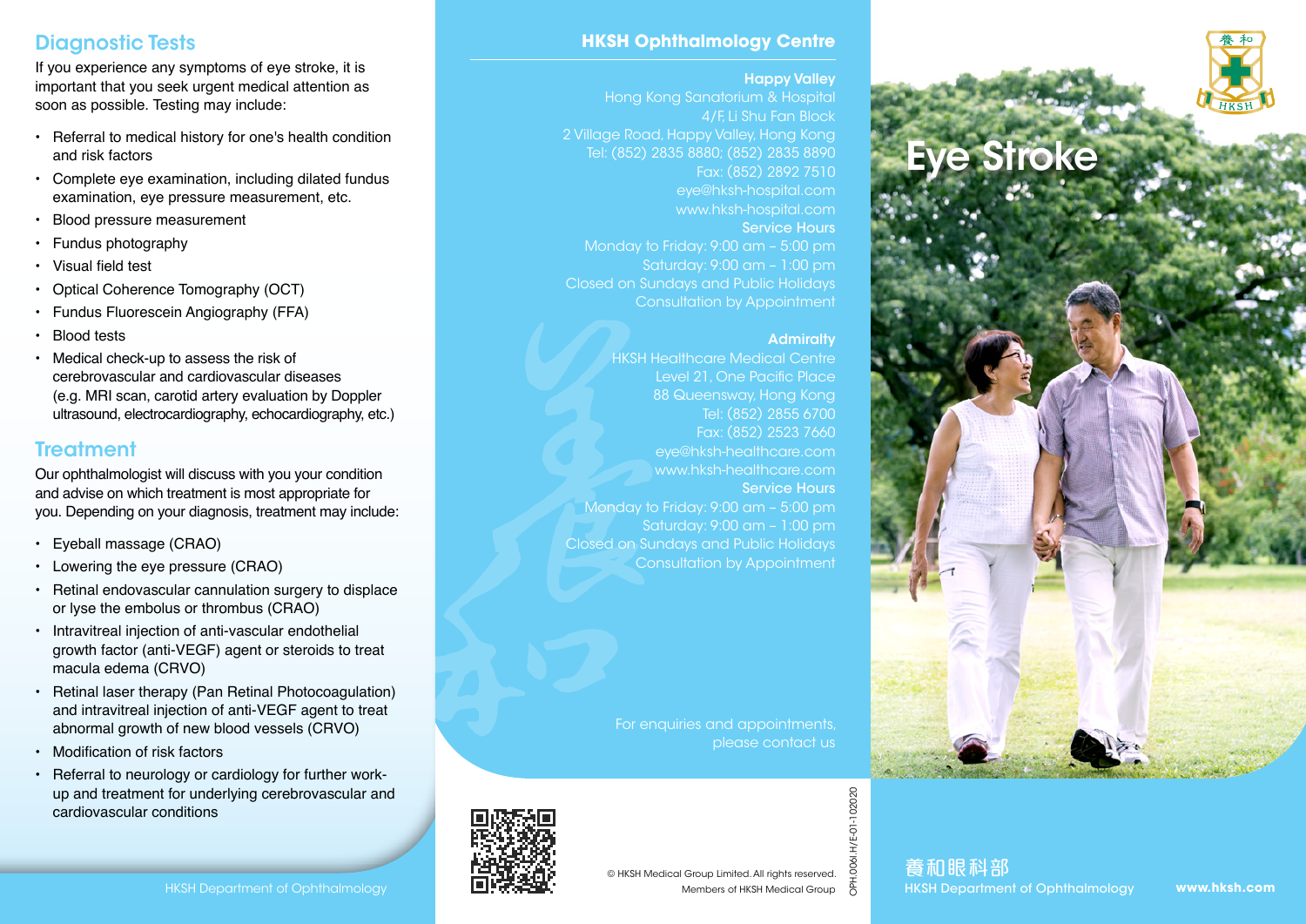## Diagnostic Tests

If you experience any symptoms of eye stroke, it is important that you seek urgent medical attention as soon as possible. Testing may include:

- Referral to medical history for one's health condition and risk factors
- Complete eye examination, including dilated fundus examination, eye pressure measurement, etc.
- Blood pressure measurement
- Fundus photography
- Visual field test
- Optical Coherence Tomography (OCT)
- Fundus Fluorescein Angiography (FFA)
- Blood tests
- Medical check-up to assess the risk of cerebrovascular and cardiovascular diseases (e.g. MRI scan, carotid artery evaluation by Doppler ultrasound, electrocardiography, echocardiography, etc.)

## Treatment

Our ophthalmologist will discuss with you your condition and advise on which treatment is most appropriate for you. Depending on your diagnosis, treatment may include:

- Eyeball massage (CRAO)
- Lowering the eye pressure (CRAO)
- Retinal endovascular cannulation surgery to displace or lyse the embolus or thrombus (CRAO)
- Intravitreal injection of anti-vascular endothelial growth factor (anti-VEGF) agent or steroids to treat macula edema (CRVO)
- Retinal laser therapy (Pan Retinal Photocoagulation) and intravitreal injection of anti-VEGF agent to treat abnormal growth of new blood vessels (CRVO)
- Modification of risk factors
- Referral to neurology or cardiology for further work-up and treatment for underlying cerebrovascular and cardiovascular conditions

HKSH Department of Ophthalmology

## HKSH Ophthalmology Centre

**Happy Valley**
Hong Kong Sanatorium & Hospital
4/F, Li Shu Fan Block
2 Village Road, Happy Valley, Hong Kong
Tel: (852) 2835 8880; (852) 2835 8890
Fax: (852) 2892 7510
eye@hksh-hospital.com
www.hksh-hospital.com

**Service Hours**
Monday to Friday: 9:00 am – 5:00 pm
Saturday: 9:00 am – 1:00 pm
Closed on Sundays and Public Holidays
Consultation by Appointment

**Admiralty**
HKSH Healthcare Medical Centre
Level 21, One Pacific Place
88 Queensway, Hong Kong
Tel: (852) 2855 6700
Fax: (852) 2523 7660
eye@hksh-healthcare.com
www.hksh-healthcare.com

**Service Hours**
Monday to Friday: 9:00 am – 5:00 pm
Saturday: 9:00 am – 1:00 pm
Closed on Sundays and Public Holidays
Consultation by Appointment

For enquiries and appointments, please contact us

© HKSH Medical Group Limited. All rights reserved.
Members of HKSH Medical Group

OPH.006I.H/E-01-102020

# Eye Stroke

養和眼科部
HKSH Department of Ophthalmology

www.hksh.com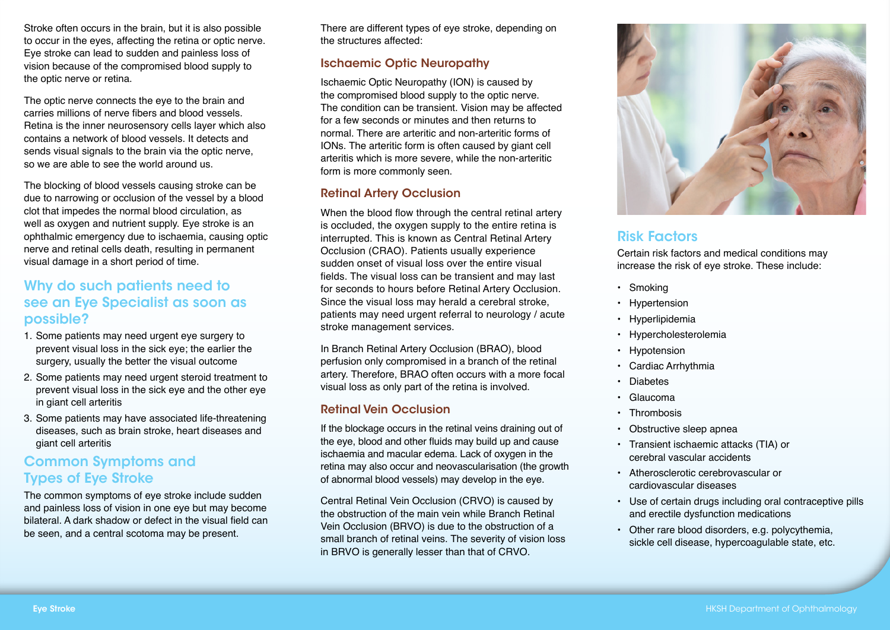Stroke often occurs in the brain, but it is also possible to occur in the eyes, affecting the retina or optic nerve. Eye stroke can lead to sudden and painless loss of vision because of the compromised blood supply to the optic nerve or retina.

The optic nerve connects the eye to the brain and carries millions of nerve fibers and blood vessels. Retina is the inner neurosensory cells layer which also contains a network of blood vessels. It detects and sends visual signals to the brain via the optic nerve, so we are able to see the world around us.

The blocking of blood vessels causing stroke can be due to narrowing or occlusion of the vessel by a blood clot that impedes the normal blood circulation, as well as oxygen and nutrient supply. Eye stroke is an ophthalmic emergency due to ischaemia, causing optic nerve and retinal cells death, resulting in permanent visual damage in a short period of time.

## Why do such patients need to see an Eye Specialist as soon as possible?

1. Some patients may need urgent eye surgery to prevent visual loss in the sick eye; the earlier the surgery, usually the better the visual outcome
2. Some patients may need urgent steroid treatment to prevent visual loss in the sick eye and the other eye in giant cell arteritis
3. Some patients may have associated life-threatening diseases, such as brain stroke, heart diseases and giant cell arteritis

## Common Symptoms and Types of Eye Stroke

The common symptoms of eye stroke include sudden and painless loss of vision in one eye but may become bilateral. A dark shadow or defect in the visual field can be seen, and a central scotoma may be present.

There are different types of eye stroke, depending on the structures affected:

### Ischaemic Optic Neuropathy

Ischaemic Optic Neuropathy (ION) is caused by the compromised blood supply to the optic nerve. The condition can be transient. Vision may be affected for a few seconds or minutes and then returns to normal. There are arteritic and non-arteritic forms of IONs. The arteritic form is often caused by giant cell arteritis which is more severe, while the non-arteritic form is more commonly seen.

### Retinal Artery Occlusion

When the blood flow through the central retinal artery is occluded, the oxygen supply to the entire retina is interrupted. This is known as Central Retinal Artery Occlusion (CRAO). Patients usually experience sudden onset of visual loss over the entire visual fields. The visual loss can be transient and may last for seconds to hours before Retinal Artery Occlusion. Since the visual loss may herald a cerebral stroke, patients may need urgent referral to neurology / acute stroke management services.

In Branch Retinal Artery Occlusion (BRAO), blood perfusion only compromised in a branch of the retinal artery. Therefore, BRAO often occurs with a more focal visual loss as only part of the retina is involved.

### Retinal Vein Occlusion

If the blockage occurs in the retinal veins draining out of the eye, blood and other fluids may build up and cause ischaemia and macular edema. Lack of oxygen in the retina may also occur and neovascularisation (the growth of abnormal blood vessels) may develop in the eye.

Central Retinal Vein Occlusion (CRVO) is caused by the obstruction of the main vein while Branch Retinal Vein Occlusion (BRVO) is due to the obstruction of a small branch of retinal veins. The severity of vision loss in BRVO is generally lesser than that of CRVO.

## Risk Factors

Certain risk factors and medical conditions may increase the risk of eye stroke. These include:

- Smoking
- Hypertension
- Hyperlipidemia
- Hypercholesterolemia
- Hypotension
- Cardiac Arrhythmia
- Diabetes
- Glaucoma
- Thrombosis
- Obstructive sleep apnea
- Transient ischaemic attacks (TIA) or cerebral vascular accidents
- Atherosclerotic cerebrovascular or cardiovascular diseases
- Use of certain drugs including oral contraceptive pills and erectile dysfunction medications
- Other rare blood disorders, e.g. polycythemia, sickle cell disease, hypercoagulable state, etc.